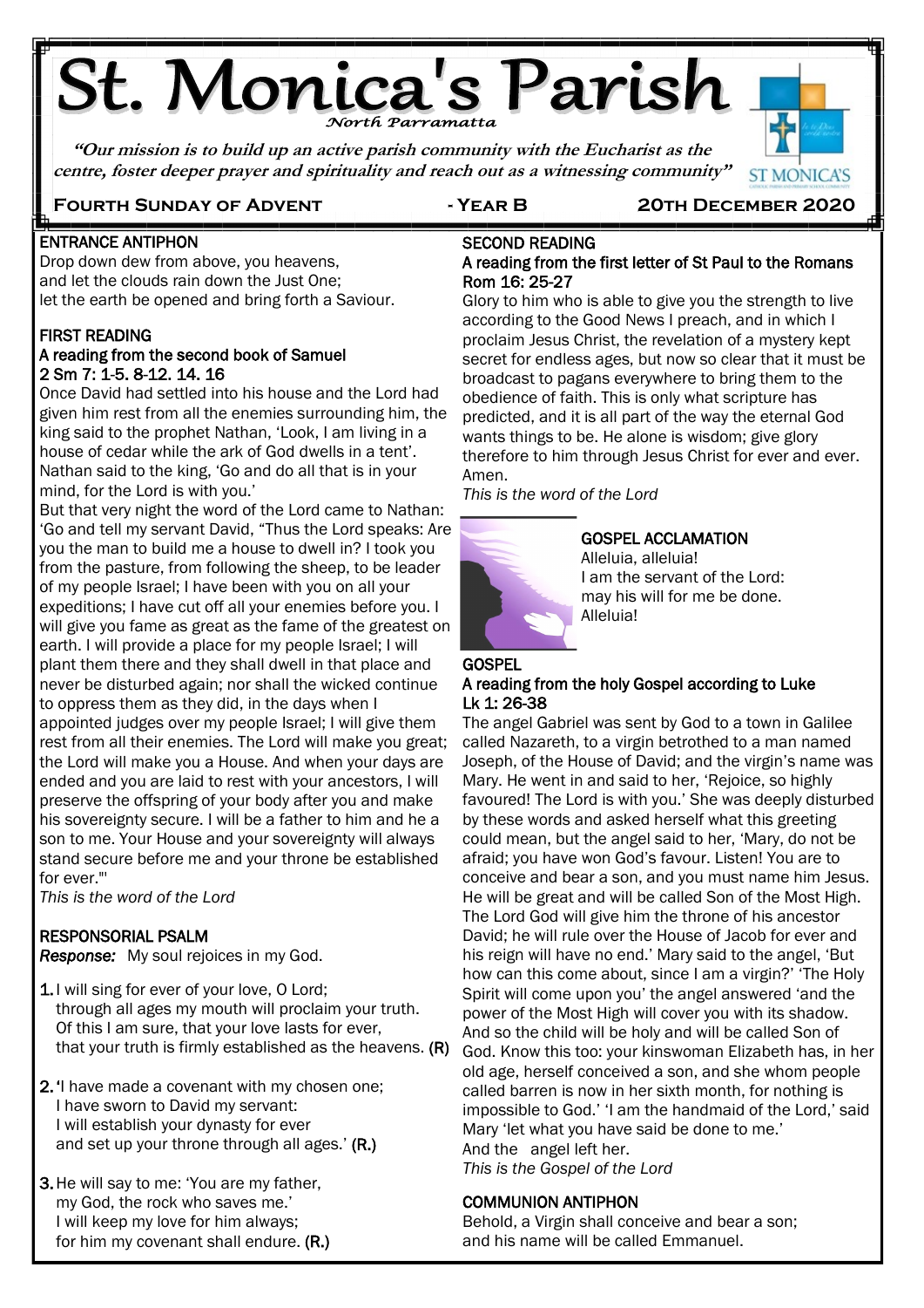# St. Monica's Parish

North Parramatta

*"Our mission is to build up an active parish community with the Eucharist as the centre, foster deeper prayer and spirituality and reach out as a witnessing community"*

**FOURTH SUNDAY OF ADVENT - YEAR B 20TH DECEMBER 2020**

## ENTRANCE ANTIPHON

Drop down dew from above, you heavens,
and let the clouds rain down the Just One;
let the earth be opened and bring forth a Saviour.

## FIRST READING

### A reading from the second book of Samuel
### 2 Sm 7: 1-5. 8-12. 14. 16

Once David had settled into his house and the Lord had given him rest from all the enemies surrounding him, the king said to the prophet Nathan, 'Look, I am living in a house of cedar while the ark of God dwells in a tent'. Nathan said to the king, 'Go and do all that is in your mind, for the Lord is with you.'

But that very night the word of the Lord came to Nathan: 'Go and tell my servant David, "Thus the Lord speaks: Are you the man to build me a house to dwell in? I took you from the pasture, from following the sheep, to be leader of my people Israel; I have been with you on all your expeditions; I have cut off all your enemies before you. I will give you fame as great as the fame of the greatest on earth. I will provide a place for my people Israel; I will plant them there and they shall dwell in that place and never be disturbed again; nor shall the wicked continue to oppress them as they did, in the days when I appointed judges over my people Israel; I will give them rest from all their enemies. The Lord will make you great; the Lord will make you a House. And when your days are ended and you are laid to rest with your ancestors, I will preserve the offspring of your body after you and make his sovereignty secure. I will be a father to him and he a son to me. Your House and your sovereignty will always stand secure before me and your throne be established for ever."'

*This is the word of the Lord*

## RESPONSORIAL PSALM

***Response:*** My soul rejoices in my God.

1. I will sing for ever of your love, O Lord;
   through all ages my mouth will proclaim your truth.
   Of this I am sure, that your love lasts for ever,
   that your truth is firmly established as the heavens. **(R)**

2. 'I have made a covenant with my chosen one;
   I have sworn to David my servant:
   I will establish your dynasty for ever
   and set up your throne through all ages.' **(R.)**

3. He will say to me: 'You are my father,
   my God, the rock who saves me.'
   I will keep my love for him always;
   for him my covenant shall endure. **(R.)**

## SECOND READING

### A reading from the first letter of St Paul to the Romans
### Rom 16: 25-27

Glory to him who is able to give you the strength to live according to the Good News I preach, and in which I proclaim Jesus Christ, the revelation of a mystery kept secret for endless ages, but now so clear that it must be broadcast to pagans everywhere to bring them to the obedience of faith. This is only what scripture has predicted, and it is all part of the way the eternal God wants things to be. He alone is wisdom; give glory therefore to him through Jesus Christ for ever and ever. Amen.

*This is the word of the Lord*

## GOSPEL ACCLAMATION

Alleluia, alleluia!
I am the servant of the Lord:
may his will for me be done.
Alleluia!

## GOSPEL

### A reading from the holy Gospel according to Luke
### Lk 1: 26-38

The angel Gabriel was sent by God to a town in Galilee called Nazareth, to a virgin betrothed to a man named Joseph, of the House of David; and the virgin's name was Mary. He went in and said to her, 'Rejoice, so highly favoured! The Lord is with you.' She was deeply disturbed by these words and asked herself what this greeting could mean, but the angel said to her, 'Mary, do not be afraid; you have won God's favour. Listen! You are to conceive and bear a son, and you must name him Jesus. He will be great and will be called Son of the Most High. The Lord God will give him the throne of his ancestor David; he will rule over the House of Jacob for ever and his reign will have no end.' Mary said to the angel, 'But how can this come about, since I am a virgin?' 'The Holy Spirit will come upon you' the angel answered 'and the power of the Most High will cover you with its shadow. And so the child will be holy and will be called Son of God. Know this too: your kinswoman Elizabeth has, in her old age, herself conceived a son, and she whom people called barren is now in her sixth month, for nothing is impossible to God.' 'I am the handmaid of the Lord,' said Mary 'let what you have said be done to me.'
And the angel left her.

*This is the Gospel of the Lord*

## COMMUNION ANTIPHON

Behold, a Virgin shall conceive and bear a son;
and his name will be called Emmanuel.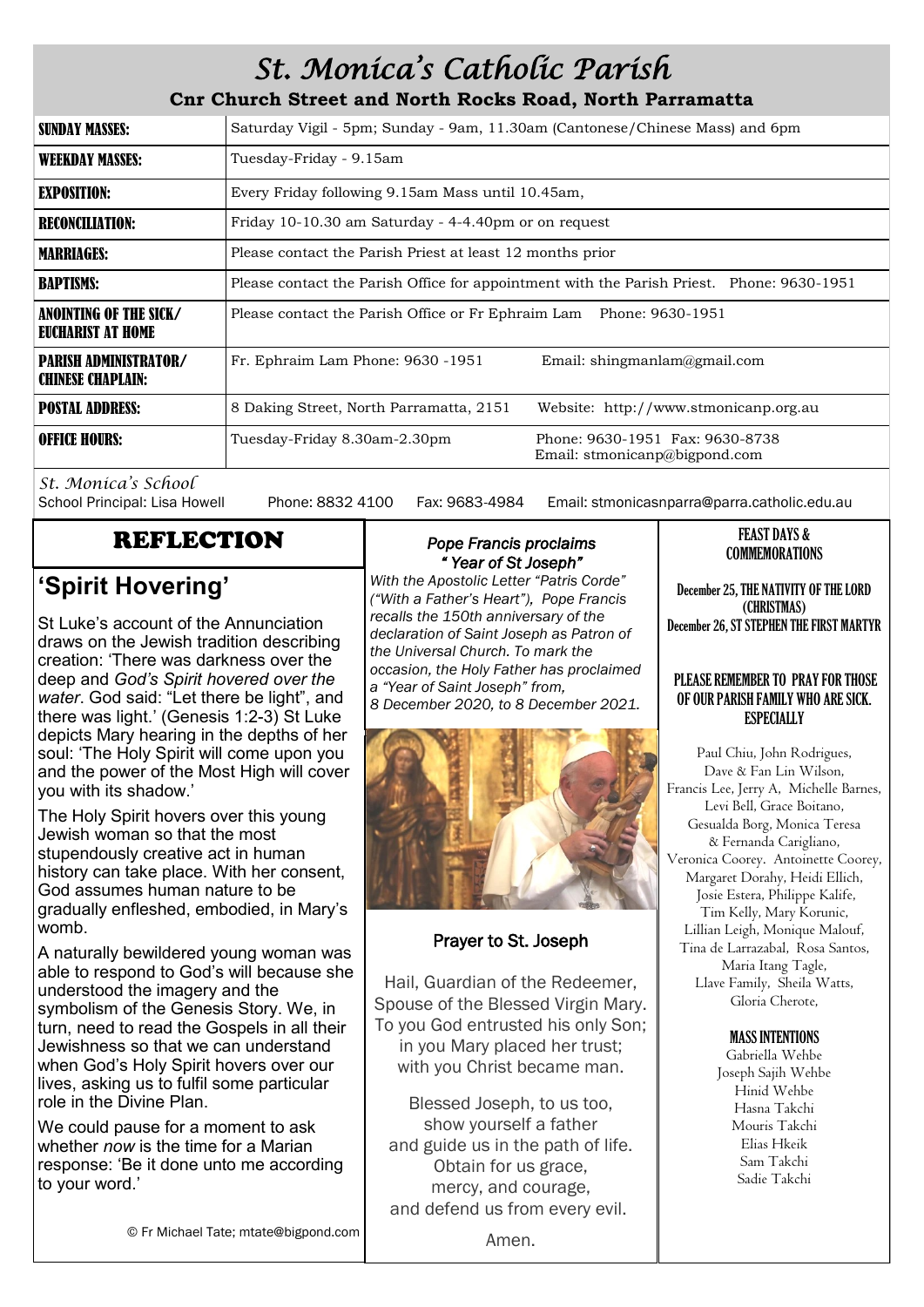# St. Monica's Catholic Parish

**Cnr Church Street and North Rocks Road, North Parramatta**

| | |
|---|---|
| **SUNDAY MASSES:** | Saturday Vigil - 5pm; Sunday - 9am, 11.30am (Cantonese/Chinese Mass) and 6pm |
| **WEEKDAY MASSES:** | Tuesday-Friday - 9.15am |
| **EXPOSITION:** | Every Friday following 9.15am Mass until 10.45am, |
| **RECONCILIATION:** | Friday 10-10.30 am Saturday - 4-4.40pm or on request |
| **MARRIAGES:** | Please contact the Parish Priest at least 12 months prior |
| **BAPTISMS:** | Please contact the Parish Office for appointment with the Parish Priest. Phone: 9630-1951 |
| **ANOINTING OF THE SICK/ EUCHARIST AT HOME** | Please contact the Parish Office or Fr Ephraim Lam Phone: 9630-1951 |
| **PARISH ADMINISTRATOR/ CHINESE CHAPLAIN:** | Fr. Ephraim Lam Phone: 9630 -1951 Email: shingmanlam@gmail.com |
| **POSTAL ADDRESS:** | 8 Daking Street, North Parramatta, 2151 Website: http://www.stmonicanp.org.au |
| **OFFICE HOURS:** | Tuesday-Friday 8.30am-2.30pm Phone: 9630-1951 Fax: 9630-8738 Email: stmonicanp@bigpond.com |

*St. Monica's School*
School Principal: Lisa Howell Phone: 8832 4100 Fax: 9683-4984 Email: stmonicasnparra@parra.catholic.edu.au

## REFLECTION

## 'Spirit Hovering'

St Luke's account of the Annunciation draws on the Jewish tradition describing creation: 'There was darkness over the deep and *God's Spirit hovered over the water*. God said: "Let there be light", and there was light.' (Genesis 1:2-3) St Luke depicts Mary hearing in the depths of her soul: 'The Holy Spirit will come upon you and the power of the Most High will cover you with its shadow.'

The Holy Spirit hovers over this young Jewish woman so that the most stupendously creative act in human history can take place. With her consent, God assumes human nature to be gradually enfleshed, embodied, in Mary's womb.

A naturally bewildered young woman was able to respond to God's will because she understood the imagery and the symbolism of the Genesis Story. We, in turn, need to read the Gospels in all their Jewishness so that we can understand when God's Holy Spirit hovers over our lives, asking us to fulfil some particular role in the Divine Plan.

We could pause for a moment to ask whether *now* is the time for a Marian response: 'Be it done unto me according to your word.'

© Fr Michael Tate; mtate@bigpond.com

### *Pope Francis proclaims "Year of St Joseph"*

*With the Apostolic Letter "Patris Corde" ("With a Father's Heart"), Pope Francis recalls the 150th anniversary of the declaration of Saint Joseph as Patron of the Universal Church. To mark the occasion, the Holy Father has proclaimed a "Year of Saint Joseph" from, 8 December 2020, to 8 December 2021.*

### Prayer to St. Joseph

Hail, Guardian of the Redeemer,
Spouse of the Blessed Virgin Mary.
To you God entrusted his only Son;
in you Mary placed her trust;
with you Christ became man.

Blessed Joseph, to us too,
show yourself a father
and guide us in the path of life.
Obtain for us grace,
mercy, and courage,
and defend us from every evil.

Amen.

### FEAST DAYS & COMMEMORATIONS

**December 25, THE NATIVITY OF THE LORD (CHRISTMAS)**
**December 26, ST STEPHEN THE FIRST MARTYR**

**PLEASE REMEMBER TO PRAY FOR THOSE OF OUR PARISH FAMILY WHO ARE SICK. ESPECIALLY**

Paul Chiu, John Rodrigues, Dave & Fan Lin Wilson, Francis Lee, Jerry A, Michelle Barnes, Levi Bell, Grace Boitano, Gesualda Borg, Monica Teresa & Fernanda Carigliano, Veronica Coorey. Antoinette Coorey, Margaret Dorahy, Heidi Ellich, Josie Estera, Philippe Kalife, Tim Kelly, Mary Korunic, Lillian Leigh, Monique Malouf, Tina de Larrazabal, Rosa Santos, Maria Itang Tagle, Llave Family, Sheila Watts, Gloria Cherote,

**MASS INTENTIONS**

Gabriella Wehbe
Joseph Sajih Wehbe
Hinid Wehbe
Hasna Takchi
Mouris Takchi
Elias Hkeik
Sam Takchi
Sadie Takchi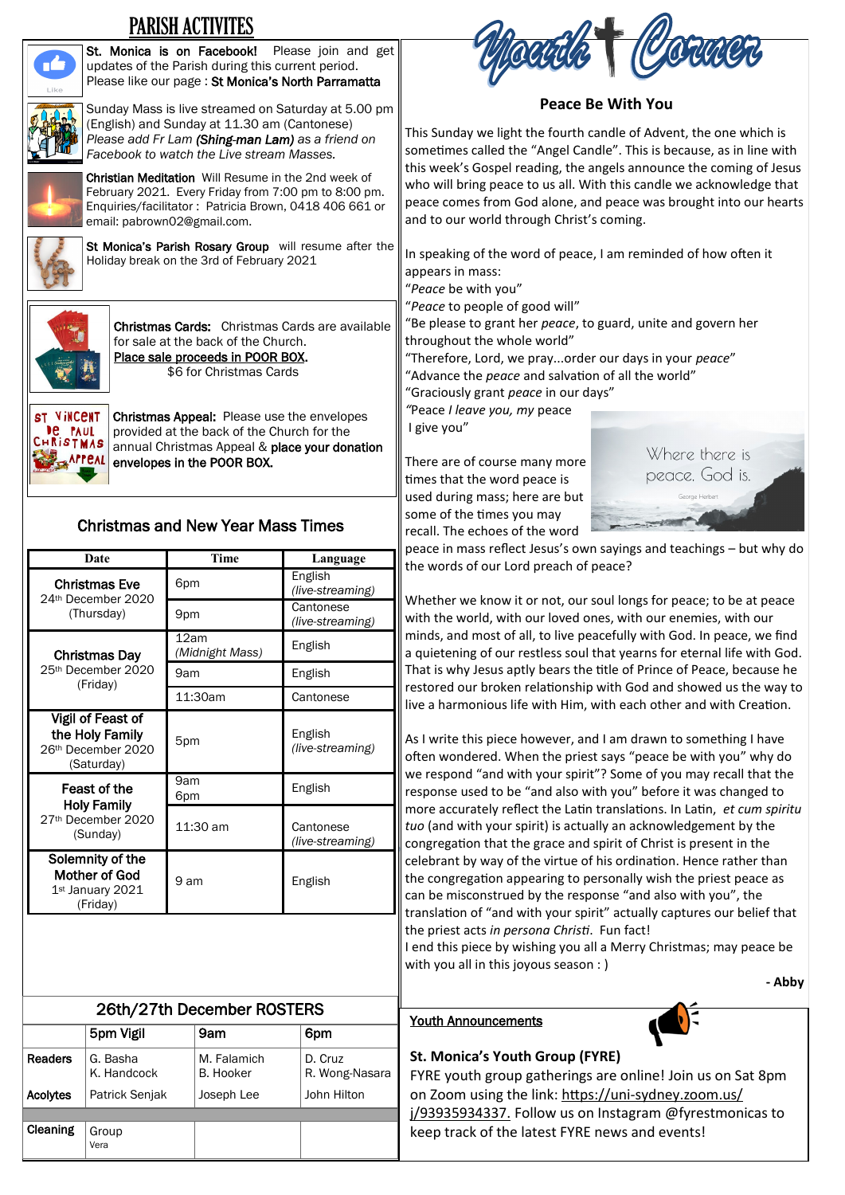# PARISH ACTIVITES

**St. Monica is on Facebook!** Please join and get updates of the Parish during this current period. Please like our page : **St Monica's North Parramatta**

Sunday Mass is live streamed on Saturday at 5.00 pm (English) and Sunday at 11.30 am (Cantonese) *Please add Fr Lam **(Shing-man Lam)** as a friend on Facebook to watch the Live stream Masses.*

**Christian Meditation** Will Resume in the 2nd week of February 2021. Every Friday from 7:00 pm to 8:00 pm. Enquiries/facilitator : Patricia Brown, 0418 406 661 or email: pabrown02@gmail.com.

**St Monica's Parish Rosary Group** will resume after the Holiday break on the 3rd of February 2021

**Christmas Cards:** Christmas Cards are available for sale at the back of the Church. **Place sale proceeds in POOR BOX.** $6 for Christmas Cards

**Christmas Appeal:** Please use the envelopes provided at the back of the Church for the annual Christmas Appeal & **place your donation envelopes in the POOR BOX.**

## Christmas and New Year Mass Times

| Date | Time | Language |
|---|---|---|
| **Christmas Eve** 24th December 2020 (Thursday) | 6pm | English *(live-streaming)* |
| | 9pm | Cantonese *(live-streaming)* |
| **Christmas Day** 25th December 2020 (Friday) | 12am *(Midnight Mass)* | English |
| | 9am | English |
| | 11:30am | Cantonese |
| **Vigil of Feast of the Holy Family** 26th December 2020 (Saturday) | 5pm | English *(live-streaming)* |
| **Feast of the Holy Family** 27th December 2020 (Sunday) | 9am 6pm | English |
| | 11:30 am | Cantonese *(live-streaming)* |
| **Solemnity of the Mother of God** 1st January 2021 (Friday) | 9 am | English |

## 26th/27th December ROSTERS

| | 5pm Vigil | 9am | 6pm |
|---|---|---|---|
| **Readers** | G. Basha K. Handcock | M. Falamich B. Hooker | D. Cruz R. Wong-Nasara |
| **Acolytes** | Patrick Senjak | Joseph Lee | John Hilton |
| | | | |
| **Cleaning** | Group Vera | | |

# Youth Corner

## Peace Be With You

This Sunday we light the fourth candle of Advent, the one which is sometimes called the "Angel Candle". This is because, as in line with this week's Gospel reading, the angels announce the coming of Jesus who will bring peace to us all. With this candle we acknowledge that peace comes from God alone, and peace was brought into our hearts and to our world through Christ's coming.

In speaking of the word of peace, I am reminded of how often it appears in mass:
"*Peace* be with you"
"*Peace* to people of good will"
"Be please to grant her *peace*, to guard, unite and govern her throughout the whole world"
"Therefore, Lord, we pray...order our days in your *peace*"
"Advance the *peace* and salvation of all the world"
"Graciously grant *peace* in our days"
*"*Peace *I leave you, my* peace I give you"

Where there is peace, God is.
George Herbert

There are of course many more times that the word peace is used during mass; here are but some of the times you may recall. The echoes of the word peace in mass reflect Jesus's own sayings and teachings – but why do the words of our Lord preach of peace?

Whether we know it or not, our soul longs for peace; to be at peace with the world, with our loved ones, with our enemies, with our minds, and most of all, to live peacefully with God. In peace, we find a quietening of our restless soul that yearns for eternal life with God. That is why Jesus aptly bears the title of Prince of Peace, because he restored our broken relationship with God and showed us the way to live a harmonious life with Him, with each other and with Creation.

As I write this piece however, and I am drawn to something I have often wondered. When the priest says "peace be with you" why do we respond "and with your spirit"? Some of you may recall that the response used to be "and also with you" before it was changed to more accurately reflect the Latin translations. In Latin, *et cum spiritu tuo* (and with your spirit) is actually an acknowledgement by the congregation that the grace and spirit of Christ is present in the celebrant by way of the virtue of his ordination. Hence rather than the congregation appearing to personally wish the priest peace as can be misconstrued by the response "and also with you", the translation of "and with your spirit" actually captures our belief that the priest acts *in persona Christi*. Fun fact!
I end this piece by wishing you all a Merry Christmas; may peace be with you all in this joyous season : )

**- Abby**

**Youth Announcements**

**St. Monica's Youth Group (FYRE)**
FYRE youth group gatherings are online! Join us on Sat 8pm on Zoom using the link: https://uni-sydney.zoom.us/j/93935934337. Follow us on Instagram @fyrestmonicas to keep track of the latest FYRE news and events!